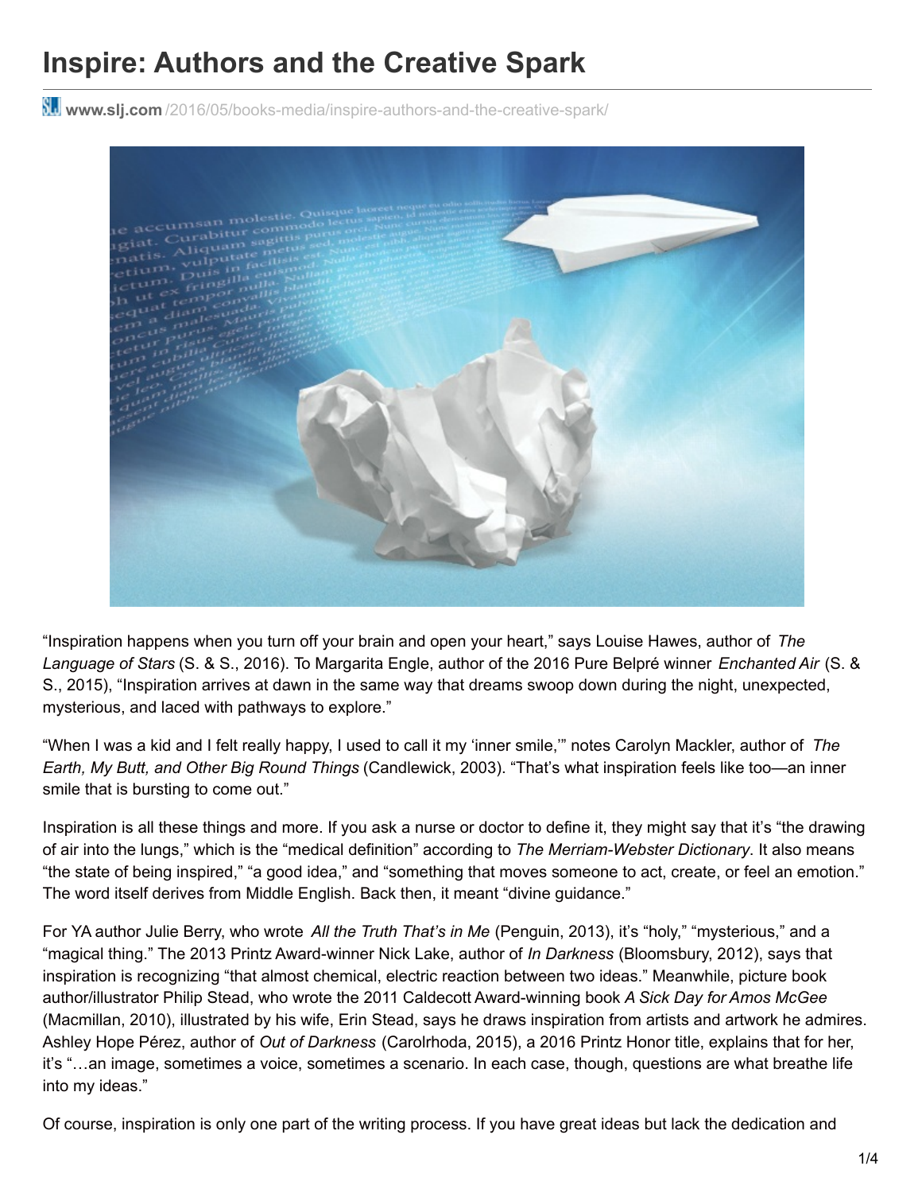# Inspire: Authors and the Creative Spark

www.slj.com/2016/05/books-media/inspire-authors-and-the-creative-spark/

"Inspiration happens when you turn off your brain and open your heart," says Louise Hawes, author of *The Language of Stars* (S. & S., 2016). To Margarita Engle, author of the 2016 Pure Belpré winner *Enchanted Air* (S. & S., 2015), "Inspiration arrives at dawn in the same way that dreams swoop down during the night, unexpected, mysterious, and laced with pathways to explore."

"When I was a kid and I felt really happy, I used to call it my 'inner smile,'" notes Carolyn Mackler, author of *The Earth, My Butt, and Other Big Round Things* (Candlewick, 2003). "That's what inspiration feels like too—an inner smile that is bursting to come out."

Inspiration is all these things and more. If you ask a nurse or doctor to define it, they might say that it's "the drawing of air into the lungs," which is the "medical definition" according to *The Merriam-Webster Dictionary*. It also means "the state of being inspired," "a good idea," and "something that moves someone to act, create, or feel an emotion." The word itself derives from Middle English. Back then, it meant "divine guidance."

For YA author Julie Berry, who wrote *All the Truth That's in Me* (Penguin, 2013), it's "holy," "mysterious," and a "magical thing." The 2013 Printz Award-winner Nick Lake, author of *In Darkness* (Bloomsbury, 2012), says that inspiration is recognizing "that almost chemical, electric reaction between two ideas." Meanwhile, picture book author/illustrator Philip Stead, who wrote the 2011 Caldecott Award-winning book *A Sick Day for Amos McGee* (Macmillan, 2010), illustrated by his wife, Erin Stead, says he draws inspiration from artists and artwork he admires. Ashley Hope Pérez, author of *Out of Darkness* (Carolrhoda, 2015), a 2016 Printz Honor title, explains that for her, it's "…an image, sometimes a voice, sometimes a scenario. In each case, though, questions are what breathe life into my ideas."

Of course, inspiration is only one part of the writing process. If you have great ideas but lack the dedication and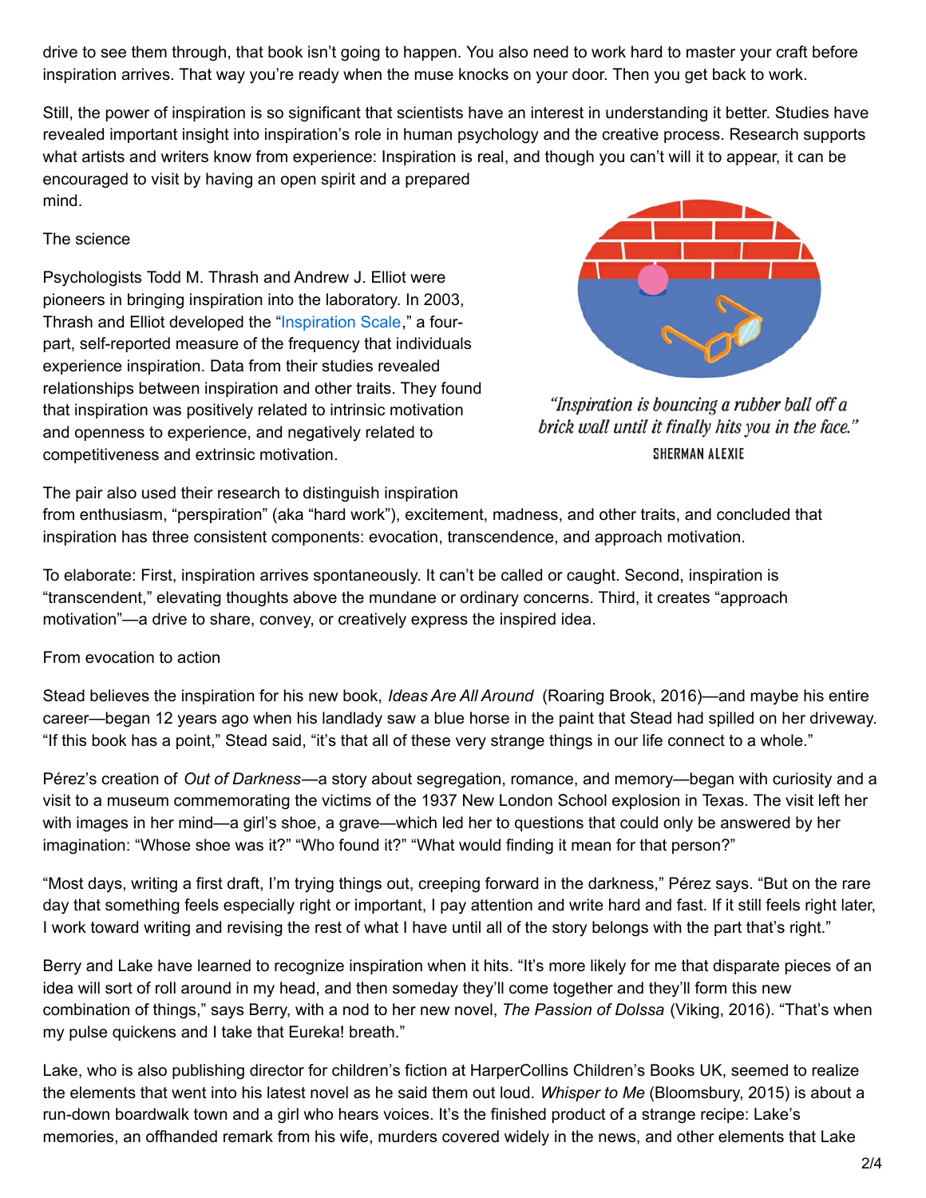drive to see them through, that book isn't going to happen. You also need to work hard to master your craft before inspiration arrives. That way you're ready when the muse knocks on your door. Then you get back to work.

Still, the power of inspiration is so significant that scientists have an interest in understanding it better. Studies have revealed important insight into inspiration's role in human psychology and the creative process. Research supports what artists and writers know from experience: Inspiration is real, and though you can't will it to appear, it can be encouraged to visit by having an open spirit and a prepared mind.

## The science

Psychologists Todd M. Thrash and Andrew J. Elliot were pioneers in bringing inspiration into the laboratory. In 2003, Thrash and Elliot developed the "Inspiration Scale," a four-part, self-reported measure of the frequency that individuals experience inspiration. Data from their studies revealed relationships between inspiration and other traits. They found that inspiration was positively related to intrinsic motivation and openness to experience, and negatively related to competitiveness and extrinsic motivation.

*"Inspiration is bouncing a rubber ball off a brick wall until it finally hits you in the face."*
SHERMAN ALEXIE

The pair also used their research to distinguish inspiration from enthusiasm, "perspiration" (aka "hard work"), excitement, madness, and other traits, and concluded that inspiration has three consistent components: evocation, transcendence, and approach motivation.

To elaborate: First, inspiration arrives spontaneously. It can't be called or caught. Second, inspiration is "transcendent," elevating thoughts above the mundane or ordinary concerns. Third, it creates "approach motivation"—a drive to share, convey, or creatively express the inspired idea.

## From evocation to action

Stead believes the inspiration for his new book, *Ideas Are All Around* (Roaring Brook, 2016)—and maybe his entire career—began 12 years ago when his landlady saw a blue horse in the paint that Stead had spilled on her driveway. "If this book has a point," Stead said, "it's that all of these very strange things in our life connect to a whole."

Pérez's creation of *Out of Darkness*—a story about segregation, romance, and memory—began with curiosity and a visit to a museum commemorating the victims of the 1937 New London School explosion in Texas. The visit left her with images in her mind—a girl's shoe, a grave—which led her to questions that could only be answered by her imagination: "Whose shoe was it?" "Who found it?" "What would finding it mean for that person?"

"Most days, writing a first draft, I'm trying things out, creeping forward in the darkness," Pérez says. "But on the rare day that something feels especially right or important, I pay attention and write hard and fast. If it still feels right later, I work toward writing and revising the rest of what I have until all of the story belongs with the part that's right."

Berry and Lake have learned to recognize inspiration when it hits. "It's more likely for me that disparate pieces of an idea will sort of roll around in my head, and then someday they'll come together and they'll form this new combination of things," says Berry, with a nod to her new novel, *The Passion of Dolssa* (Viking, 2016). "That's when my pulse quickens and I take that Eureka! breath."

Lake, who is also publishing director for children's fiction at HarperCollins Children's Books UK, seemed to realize the elements that went into his latest novel as he said them out loud. *Whisper to Me* (Bloomsbury, 2015) is about a run-down boardwalk town and a girl who hears voices. It's the finished product of a strange recipe: Lake's memories, an offhanded remark from his wife, murders covered widely in the news, and other elements that Lake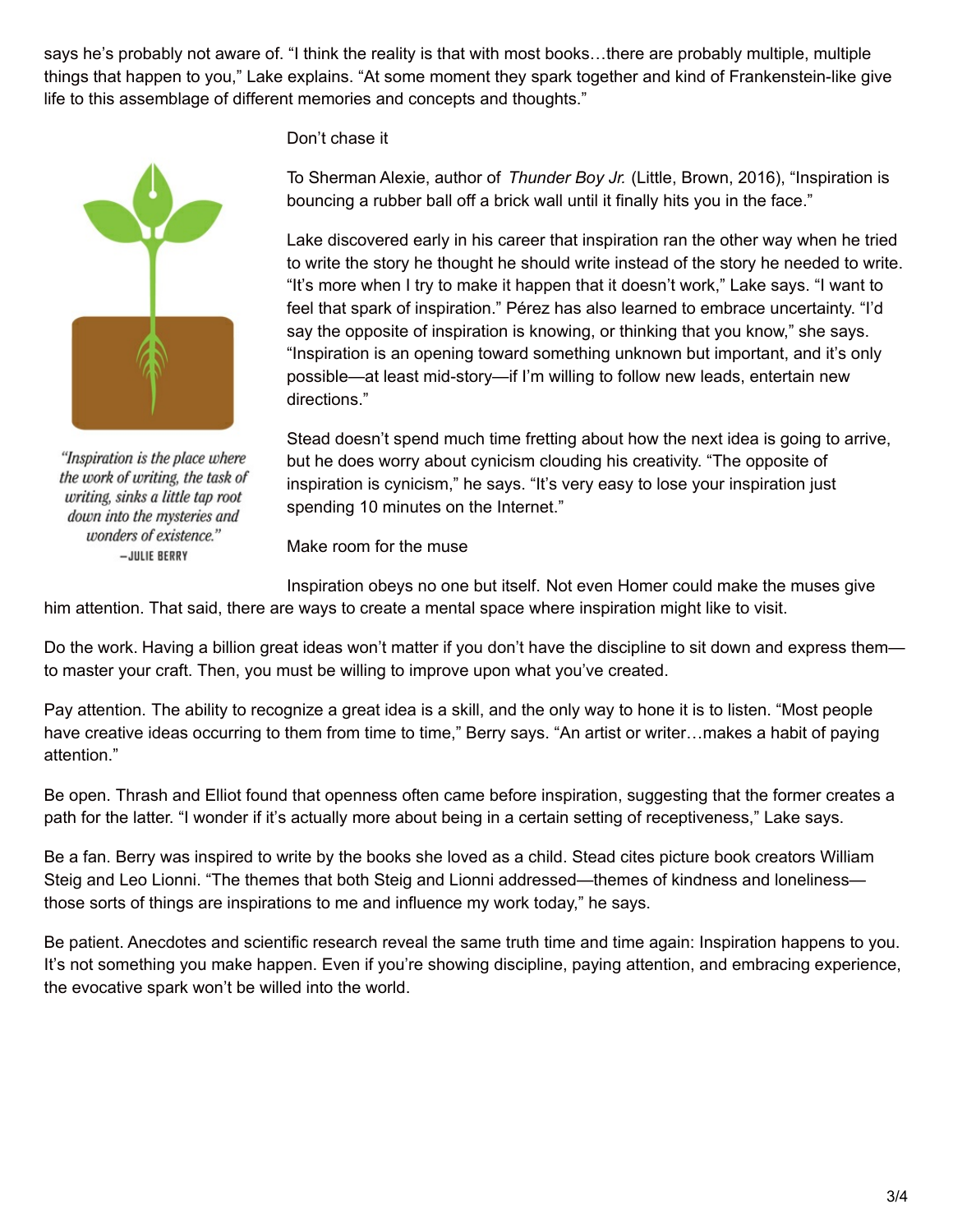says he's probably not aware of. "I think the reality is that with most books…there are probably multiple, multiple things that happen to you," Lake explains. "At some moment they spark together and kind of Frankenstein-like give life to this assemblage of different memories and concepts and thoughts."

*"Inspiration is the place where the work of writing, the task of writing, sinks a little tap root down into the mysteries and wonders of existence."*
—JULIE BERRY

## Don't chase it

To Sherman Alexie, author of *Thunder Boy Jr.* (Little, Brown, 2016), "Inspiration is bouncing a rubber ball off a brick wall until it finally hits you in the face."

Lake discovered early in his career that inspiration ran the other way when he tried to write the story he thought he should write instead of the story he needed to write. "It's more when I try to make it happen that it doesn't work," Lake says. "I want to feel that spark of inspiration." Pérez has also learned to embrace uncertainty. "I'd say the opposite of inspiration is knowing, or thinking that you know," she says. "Inspiration is an opening toward something unknown but important, and it's only possible—at least mid-story—if I'm willing to follow new leads, entertain new directions."

Stead doesn't spend much time fretting about how the next idea is going to arrive, but he does worry about cynicism clouding his creativity. "The opposite of inspiration is cynicism," he says. "It's very easy to lose your inspiration just spending 10 minutes on the Internet."

## Make room for the muse

Inspiration obeys no one but itself. Not even Homer could make the muses give him attention. That said, there are ways to create a mental space where inspiration might like to visit.

Do the work. Having a billion great ideas won't matter if you don't have the discipline to sit down and express them—to master your craft. Then, you must be willing to improve upon what you've created.

Pay attention. The ability to recognize a great idea is a skill, and the only way to hone it is to listen. "Most people have creative ideas occurring to them from time to time," Berry says. "An artist or writer…makes a habit of paying attention."

Be open. Thrash and Elliot found that openness often came before inspiration, suggesting that the former creates a path for the latter. "I wonder if it's actually more about being in a certain setting of receptiveness," Lake says.

Be a fan. Berry was inspired to write by the books she loved as a child. Stead cites picture book creators William Steig and Leo Lionni. "The themes that both Steig and Lionni addressed—themes of kindness and loneliness—those sorts of things are inspirations to me and influence my work today," he says.

Be patient. Anecdotes and scientific research reveal the same truth time and time again: Inspiration happens to you. It's not something you make happen. Even if you're showing discipline, paying attention, and embracing experience, the evocative spark won't be willed into the world.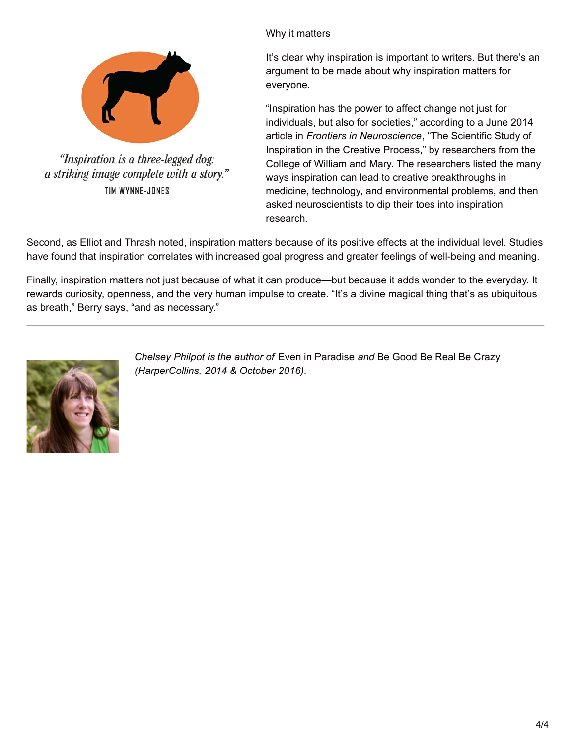"Inspiration is a three-legged dog: a striking image complete with a story."
TIM WYNNE-JONES

Why it matters

It's clear why inspiration is important to writers. But there's an argument to be made about why inspiration matters for everyone.

"Inspiration has the power to affect change not just for individuals, but also for societies," according to a June 2014 article in *Frontiers in Neuroscience*, "The Scientific Study of Inspiration in the Creative Process," by researchers from the College of William and Mary. The researchers listed the many ways inspiration can lead to creative breakthroughs in medicine, technology, and environmental problems, and then asked neuroscientists to dip their toes into inspiration research.

Second, as Elliot and Thrash noted, inspiration matters because of its positive effects at the individual level. Studies have found that inspiration correlates with increased goal progress and greater feelings of well-being and meaning.

Finally, inspiration matters not just because of what it can produce—but because it adds wonder to the everyday. It rewards curiosity, openness, and the very human impulse to create. "It's a divine magical thing that's as ubiquitous as breath," Berry says, "and as necessary."

---

*Chelsey Philpot is the author of* Even in Paradise *and* Be Good Be Real Be Crazy *(HarperCollins, 2014 & October 2016).*